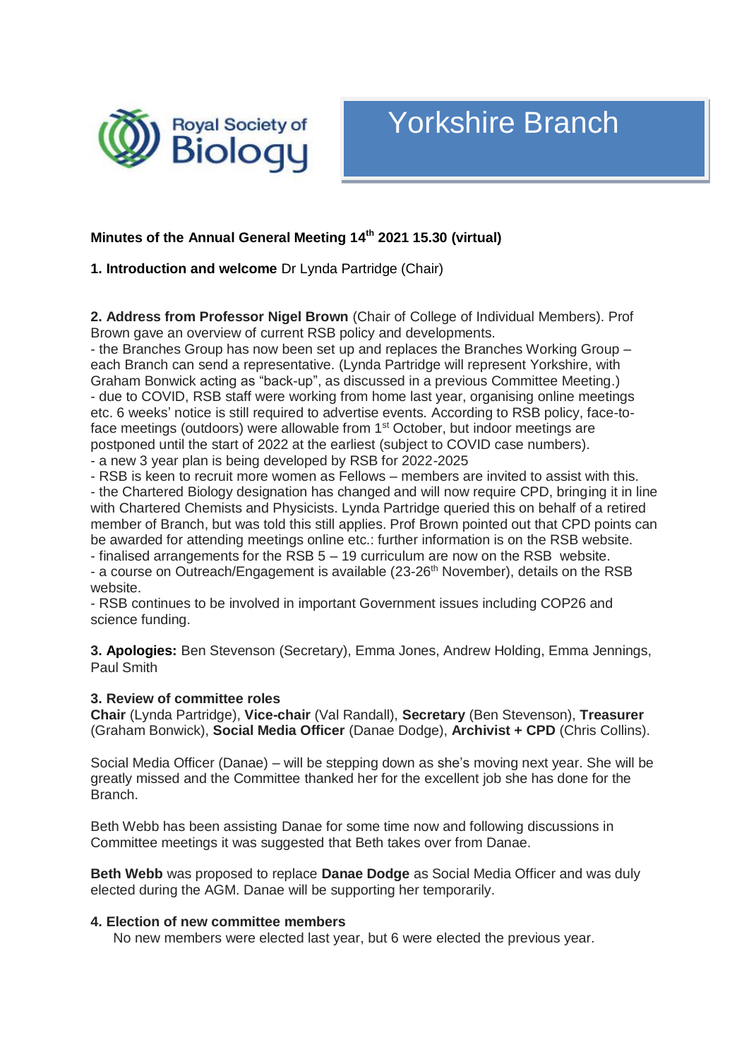Royal Society of Biology

# Yorkshire Branch

**Minutes of the Annual General Meeting 14th 2021 15.30 (virtual)**

**1. Introduction and welcome** Dr Lynda Partridge (Chair)

**2. Address from Professor Nigel Brown** (Chair of College of Individual Members). Prof Brown gave an overview of current RSB policy and developments.
- the Branches Group has now been set up and replaces the Branches Working Group – each Branch can send a representative. (Lynda Partridge will represent Yorkshire, with Graham Bonwick acting as "back-up", as discussed in a previous Committee Meeting.)
- due to COVID, RSB staff were working from home last year, organising online meetings etc. 6 weeks' notice is still required to advertise events. According to RSB policy, face-to-face meetings (outdoors) were allowable from 1st October, but indoor meetings are postponed until the start of 2022 at the earliest (subject to COVID case numbers).
- a new 3 year plan is being developed by RSB for 2022-2025
- RSB is keen to recruit more women as Fellows – members are invited to assist with this.
- the Chartered Biology designation has changed and will now require CPD, bringing it in line with Chartered Chemists and Physicists. Lynda Partridge queried this on behalf of a retired member of Branch, but was told this still applies. Prof Brown pointed out that CPD points can be awarded for attending meetings online etc.: further information is on the RSB website.
- finalised arrangements for the RSB 5 – 19 curriculum are now on the RSB website.
- a course on Outreach/Engagement is available (23-26th November), details on the RSB website.
- RSB continues to be involved in important Government issues including COP26 and science funding.

**3. Apologies:** Ben Stevenson (Secretary), Emma Jones, Andrew Holding, Emma Jennings, Paul Smith

**3. Review of committee roles**
**Chair** (Lynda Partridge), **Vice-chair** (Val Randall), **Secretary** (Ben Stevenson), **Treasurer** (Graham Bonwick), **Social Media Officer** (Danae Dodge), **Archivist + CPD** (Chris Collins).

Social Media Officer (Danae) – will be stepping down as she's moving next year. She will be greatly missed and the Committee thanked her for the excellent job she has done for the Branch.

Beth Webb has been assisting Danae for some time now and following discussions in Committee meetings it was suggested that Beth takes over from Danae.

**Beth Webb** was proposed to replace **Danae Dodge** as Social Media Officer and was duly elected during the AGM. Danae will be supporting her temporarily.

**4. Election of new committee members**
No new members were elected last year, but 6 were elected the previous year.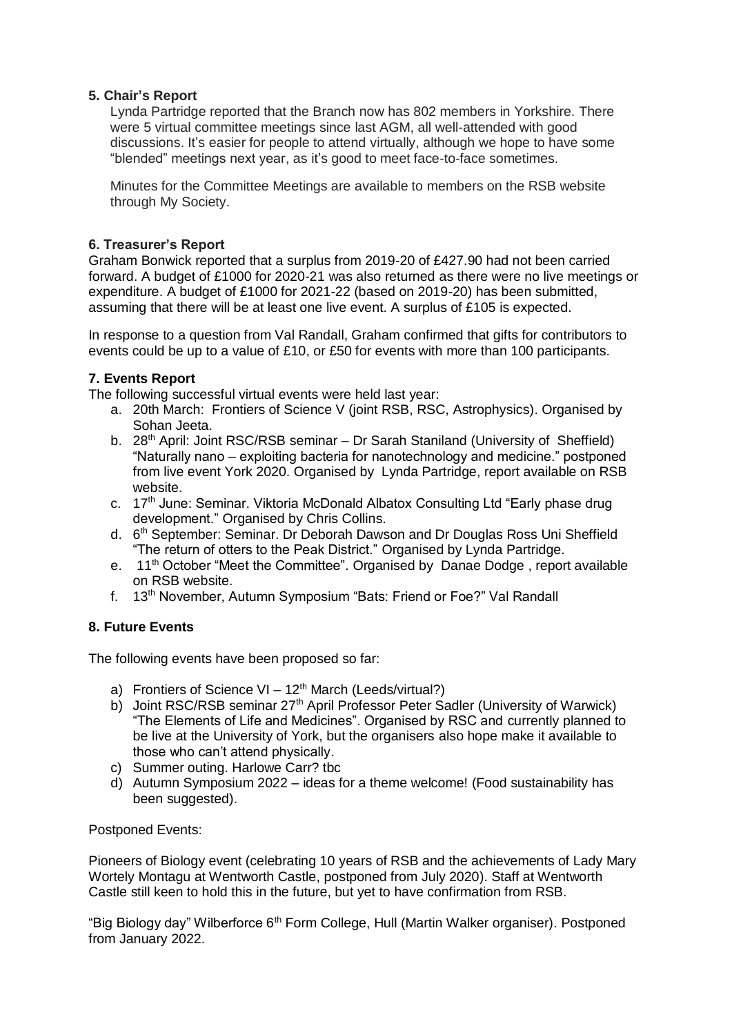### 5. Chair's Report

Lynda Partridge reported that the Branch now has 802 members in Yorkshire. There were 5 virtual committee meetings since last AGM, all well-attended with good discussions. It's easier for people to attend virtually, although we hope to have some "blended" meetings next year, as it's good to meet face-to-face sometimes.

Minutes for the Committee Meetings are available to members on the RSB website through My Society.

### 6. Treasurer's Report

Graham Bonwick reported that a surplus from 2019-20 of £427.90 had not been carried forward. A budget of £1000 for 2020-21 was also returned as there were no live meetings or expenditure. A budget of £1000 for 2021-22 (based on 2019-20) has been submitted, assuming that there will be at least one live event. A surplus of £105 is expected.

In response to a question from Val Randall, Graham confirmed that gifts for contributors to events could be up to a value of £10, or £50 for events with more than 100 participants.

### 7. Events Report

The following successful virtual events were held last year:

a. 20th March: Frontiers of Science V (joint RSB, RSC, Astrophysics). Organised by Sohan Jeeta.
b. 28th April: Joint RSC/RSB seminar – Dr Sarah Staniland (University of Sheffield) "Naturally nano – exploiting bacteria for nanotechnology and medicine." postponed from live event York 2020. Organised by Lynda Partridge, report available on RSB website.
c. 17th June: Seminar. Viktoria McDonald Albatox Consulting Ltd "Early phase drug development." Organised by Chris Collins.
d. 6th September: Seminar. Dr Deborah Dawson and Dr Douglas Ross Uni Sheffield "The return of otters to the Peak District." Organised by Lynda Partridge.
e. 11th October "Meet the Committee". Organised by Danae Dodge , report available on RSB website.
f. 13th November, Autumn Symposium "Bats: Friend or Foe?" Val Randall

### 8. Future Events

The following events have been proposed so far:

a) Frontiers of Science VI – 12th March (Leeds/virtual?)
b) Joint RSC/RSB seminar 27th April Professor Peter Sadler (University of Warwick) "The Elements of Life and Medicines". Organised by RSC and currently planned to be live at the University of York, but the organisers also hope make it available to those who can't attend physically.
c) Summer outing. Harlowe Carr? tbc
d) Autumn Symposium 2022 – ideas for a theme welcome! (Food sustainability has been suggested).

Postponed Events:

Pioneers of Biology event (celebrating 10 years of RSB and the achievements of Lady Mary Wortely Montagu at Wentworth Castle, postponed from July 2020). Staff at Wentworth Castle still keen to hold this in the future, but yet to have confirmation from RSB.

"Big Biology day" Wilberforce 6th Form College, Hull (Martin Walker organiser). Postponed from January 2022.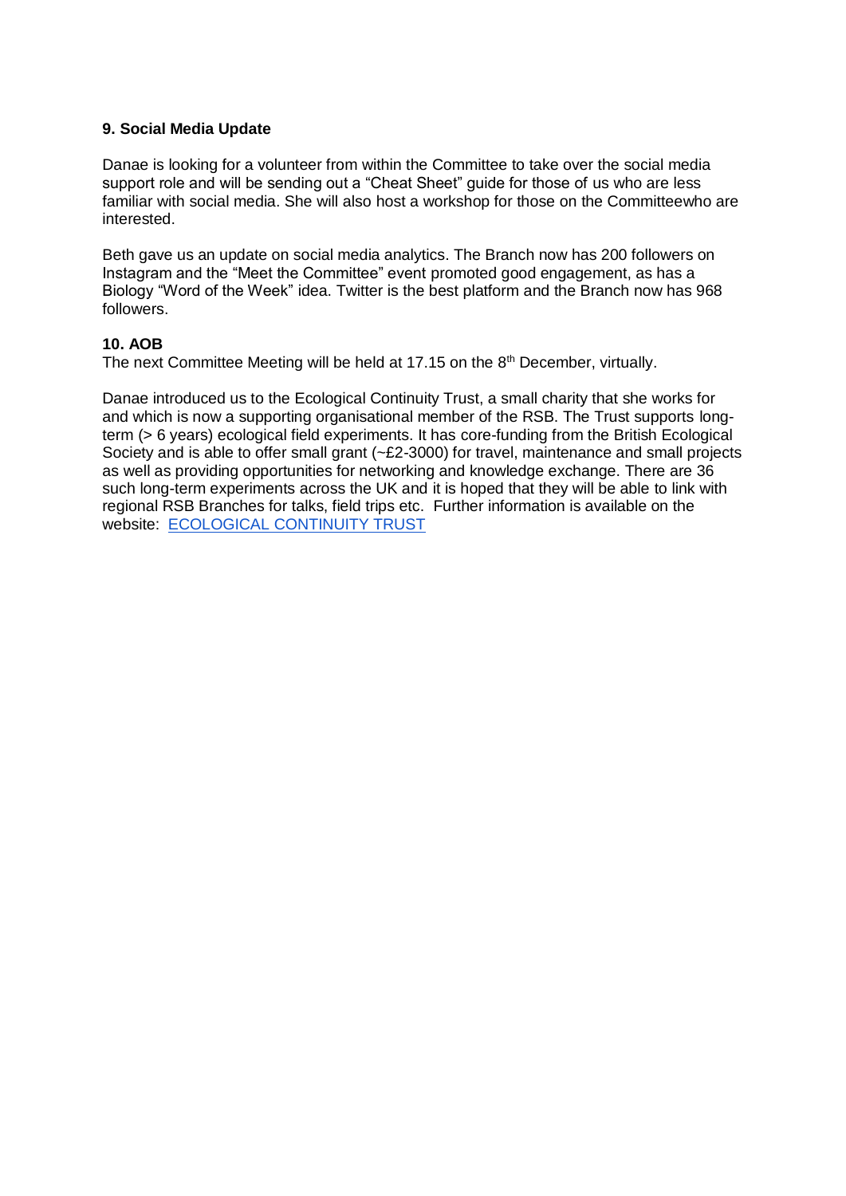### 9. Social Media Update

Danae is looking for a volunteer from within the Committee to take over the social media support role and will be sending out a "Cheat Sheet" guide for those of us who are less familiar with social media. She will also host a workshop for those on the Committeewho are interested.

Beth gave us an update on social media analytics. The Branch now has 200 followers on Instagram and the "Meet the Committee" event promoted good engagement, as has a Biology "Word of the Week" idea. Twitter is the best platform and the Branch now has 968 followers.

### 10. AOB

The next Committee Meeting will be held at 17.15 on the 8th December, virtually.

Danae introduced us to the Ecological Continuity Trust, a small charity that she works for and which is now a supporting organisational member of the RSB. The Trust supports long-term (> 6 years) ecological field experiments. It has core-funding from the British Ecological Society and is able to offer small grant (~£2-3000) for travel, maintenance and small projects as well as providing opportunities for networking and knowledge exchange. There are 36 such long-term experiments across the UK and it is hoped that they will be able to link with regional RSB Branches for talks, field trips etc. Further information is available on the website: [ECOLOGICAL CONTINUITY TRUST]